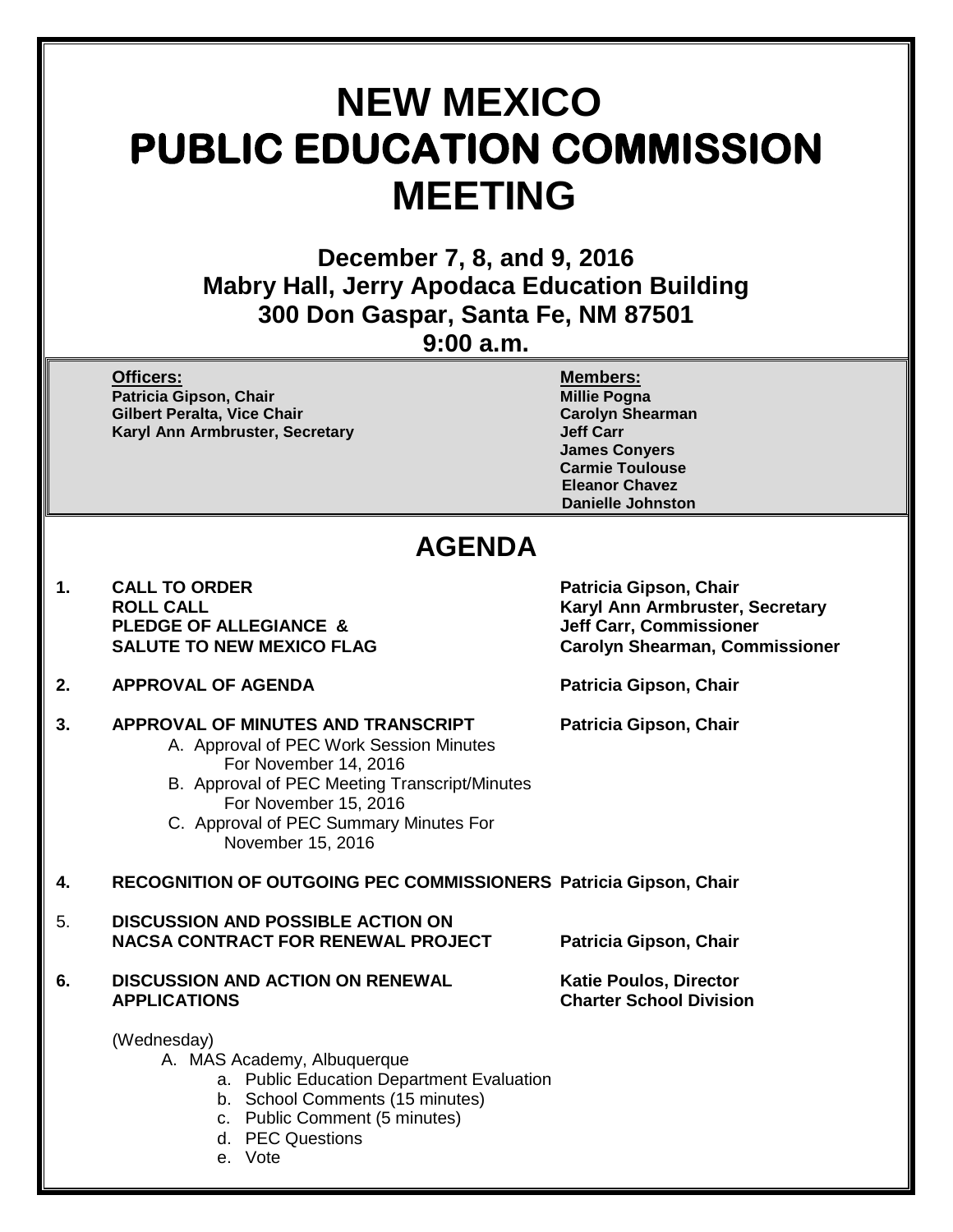# NEW MEXICO PUBLIC EDUCATION COMMISSION MEETING

**December 7, 8, and 9, 2016**
**Mabry Hall, Jerry Apodaca Education Building**
**300 Don Gaspar, Santa Fe, NM 87501**
**9:00 a.m.**

| **Officers:** | **Members:** |
|---|---|
| **Patricia Gipson, Chair** | **Millie Pogna** |
| **Gilbert Peralta, Vice Chair** | **Carolyn Shearman** |
| **Karyl Ann Armbruster, Secretary** | **Jeff Carr** |
| | **James Conyers** |
| | **Carmie Toulouse** |
| | **Eleanor Chavez** |
| | **Danielle Johnston** |

## AGENDA

**1. CALL TO ORDER** — **Patricia Gipson, Chair**
**ROLL CALL** — **Karyl Ann Armbruster, Secretary**
**PLEDGE OF ALLEGIANCE &** — **Jeff Carr, Commissioner**
**SALUTE TO NEW MEXICO FLAG** — **Carolyn Shearman, Commissioner**

**2. APPROVAL OF AGENDA** — **Patricia Gipson, Chair**

**3. APPROVAL OF MINUTES AND TRANSCRIPT** — **Patricia Gipson, Chair**

A. Approval of PEC Work Session Minutes For November 14, 2016
B. Approval of PEC Meeting Transcript/Minutes For November 15, 2016
C. Approval of PEC Summary Minutes For November 15, 2016

**4. RECOGNITION OF OUTGOING PEC COMMISSIONERS** — **Patricia Gipson, Chair**

5. **DISCUSSION AND POSSIBLE ACTION ON NACSA CONTRACT FOR RENEWAL PROJECT** — **Patricia Gipson, Chair**

**6. DISCUSSION AND ACTION ON RENEWAL APPLICATIONS** — **Katie Poulos, Director, Charter School Division**

(Wednesday)

A. MAS Academy, Albuquerque
   a. Public Education Department Evaluation
   b. School Comments (15 minutes)
   c. Public Comment (5 minutes)
   d. PEC Questions
   e. Vote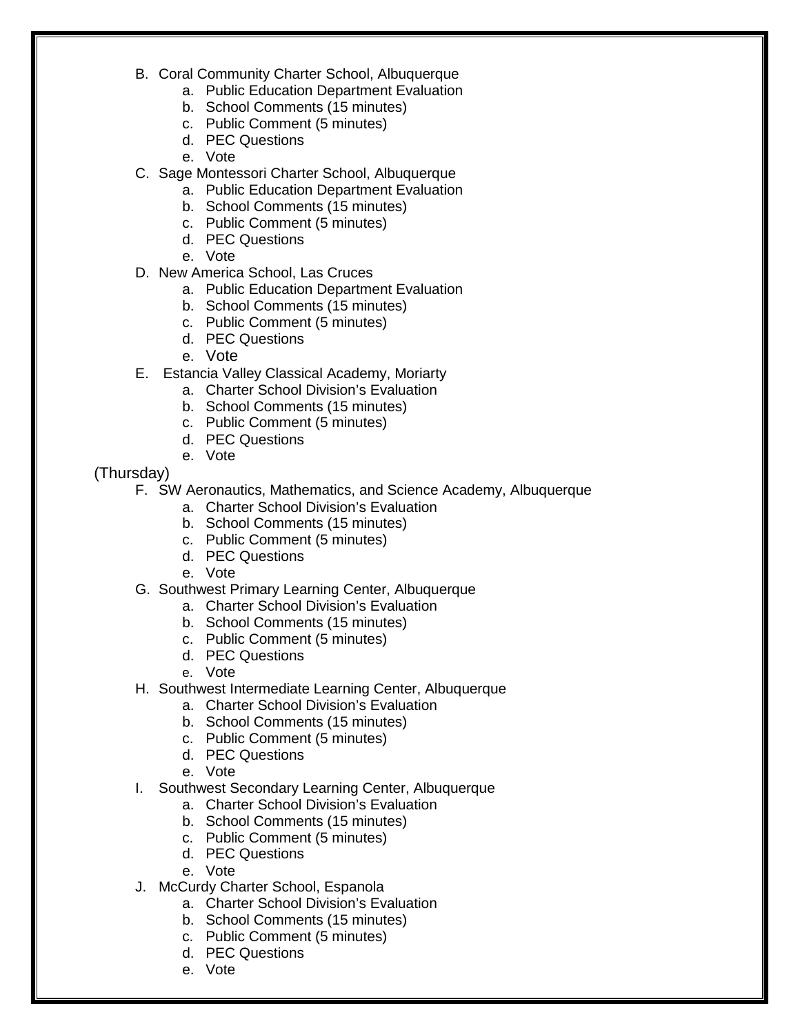B. Coral Community Charter School, Albuquerque
    a. Public Education Department Evaluation
    b. School Comments (15 minutes)
    c. Public Comment (5 minutes)
    d. PEC Questions
    e. Vote
C. Sage Montessori Charter School, Albuquerque
    a. Public Education Department Evaluation
    b. School Comments (15 minutes)
    c. Public Comment (5 minutes)
    d. PEC Questions
    e. Vote
D. New America School, Las Cruces
    a. Public Education Department Evaluation
    b. School Comments (15 minutes)
    c. Public Comment (5 minutes)
    d. PEC Questions
    e. Vote
E. Estancia Valley Classical Academy, Moriarty
    a. Charter School Division's Evaluation
    b. School Comments (15 minutes)
    c. Public Comment (5 minutes)
    d. PEC Questions
    e. Vote

(Thursday)

F. SW Aeronautics, Mathematics, and Science Academy, Albuquerque
    a. Charter School Division's Evaluation
    b. School Comments (15 minutes)
    c. Public Comment (5 minutes)
    d. PEC Questions
    e. Vote
G. Southwest Primary Learning Center, Albuquerque
    a. Charter School Division's Evaluation
    b. School Comments (15 minutes)
    c. Public Comment (5 minutes)
    d. PEC Questions
    e. Vote
H. Southwest Intermediate Learning Center, Albuquerque
    a. Charter School Division's Evaluation
    b. School Comments (15 minutes)
    c. Public Comment (5 minutes)
    d. PEC Questions
    e. Vote
I. Southwest Secondary Learning Center, Albuquerque
    a. Charter School Division's Evaluation
    b. School Comments (15 minutes)
    c. Public Comment (5 minutes)
    d. PEC Questions
    e. Vote
J. McCurdy Charter School, Espanola
    a. Charter School Division's Evaluation
    b. School Comments (15 minutes)
    c. Public Comment (5 minutes)
    d. PEC Questions
    e. Vote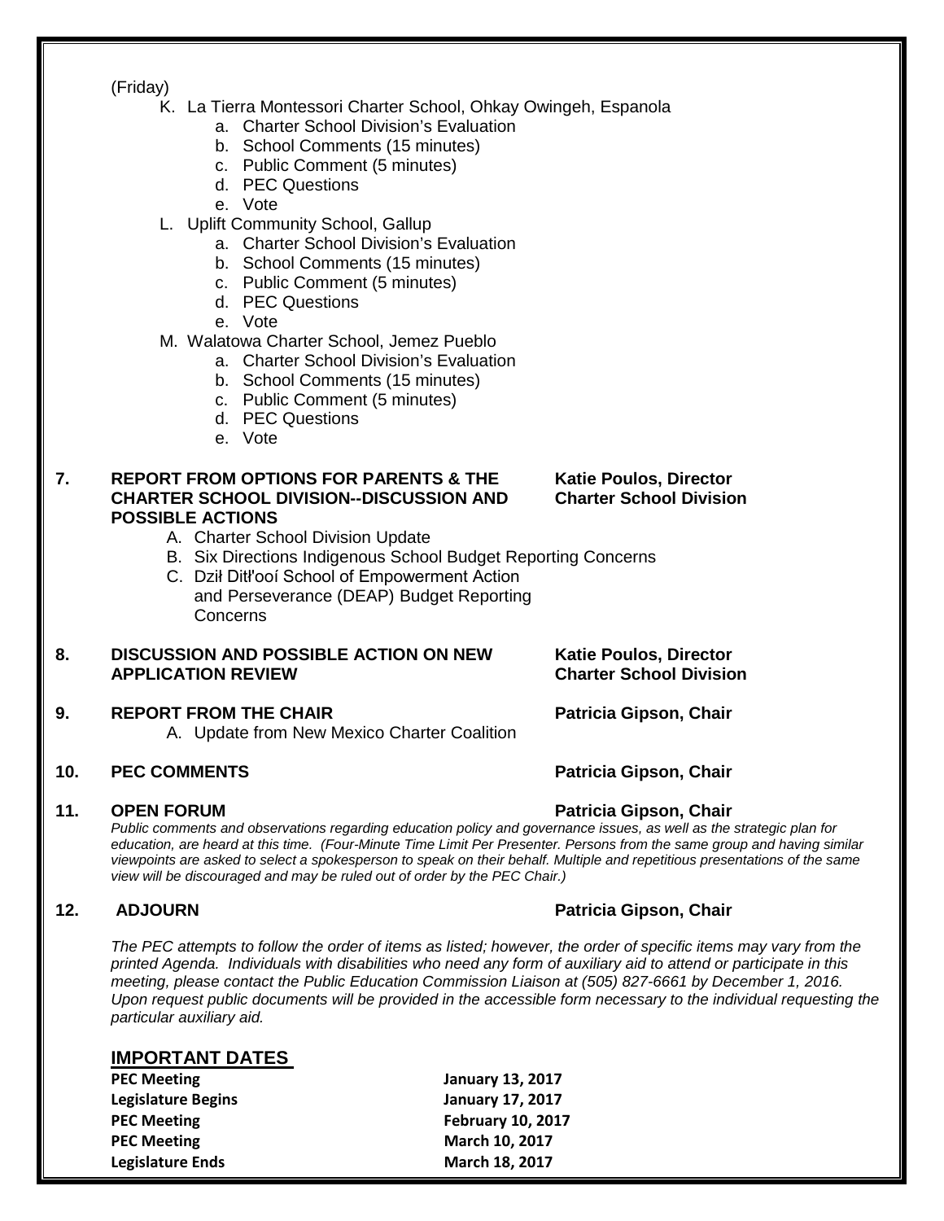(Friday)

- K. La Tierra Montessori Charter School, Ohkay Owingeh, Espanola
  - a. Charter School Division's Evaluation
  - b. School Comments (15 minutes)
  - c. Public Comment (5 minutes)
  - d. PEC Questions
  - e. Vote
- L. Uplift Community School, Gallup
  - a. Charter School Division's Evaluation
  - b. School Comments (15 minutes)
  - c. Public Comment (5 minutes)
  - d. PEC Questions
  - e. Vote
- M. Walatowa Charter School, Jemez Pueblo
  - a. Charter School Division's Evaluation
  - b. School Comments (15 minutes)
  - c. Public Comment (5 minutes)
  - d. PEC Questions
  - e. Vote

**7. REPORT FROM OPTIONS FOR PARENTS & THE CHARTER SCHOOL DIVISION--DISCUSSION AND POSSIBLE ACTIONS** — **Katie Poulos, Director Charter School Division**

- A. Charter School Division Update
- B. Six Directions Indigenous School Budget Reporting Concerns
- C. Dził Ditł'ooí School of Empowerment Action and Perseverance (DEAP) Budget Reporting Concerns

**8. DISCUSSION AND POSSIBLE ACTION ON NEW APPLICATION REVIEW** — **Katie Poulos, Director Charter School Division**

**9. REPORT FROM THE CHAIR** — **Patricia Gipson, Chair**

- A. Update from New Mexico Charter Coalition

**10. PEC COMMENTS** — **Patricia Gipson, Chair**

**11. OPEN FORUM** — **Patricia Gipson, Chair**

*Public comments and observations regarding education policy and governance issues, as well as the strategic plan for education, are heard at this time. (Four-Minute Time Limit Per Presenter. Persons from the same group and having similar viewpoints are asked to select a spokesperson to speak on their behalf. Multiple and repetitious presentations of the same view will be discouraged and may be ruled out of order by the PEC Chair.)*

**12. ADJOURN** — **Patricia Gipson, Chair**

*The PEC attempts to follow the order of items as listed; however, the order of specific items may vary from the printed Agenda. Individuals with disabilities who need any form of auxiliary aid to attend or participate in this meeting, please contact the Public Education Commission Liaison at (505) 827-6661 by December 1, 2016. Upon request public documents will be provided in the accessible form necessary to the individual requesting the particular auxiliary aid.*

## IMPORTANT DATES

| | |
|---|---|
| **PEC Meeting** | **January 13, 2017** |
| **Legislature Begins** | **January 17, 2017** |
| **PEC Meeting** | **February 10, 2017** |
| **PEC Meeting** | **March 10, 2017** |
| **Legislature Ends** | **March 18, 2017** |